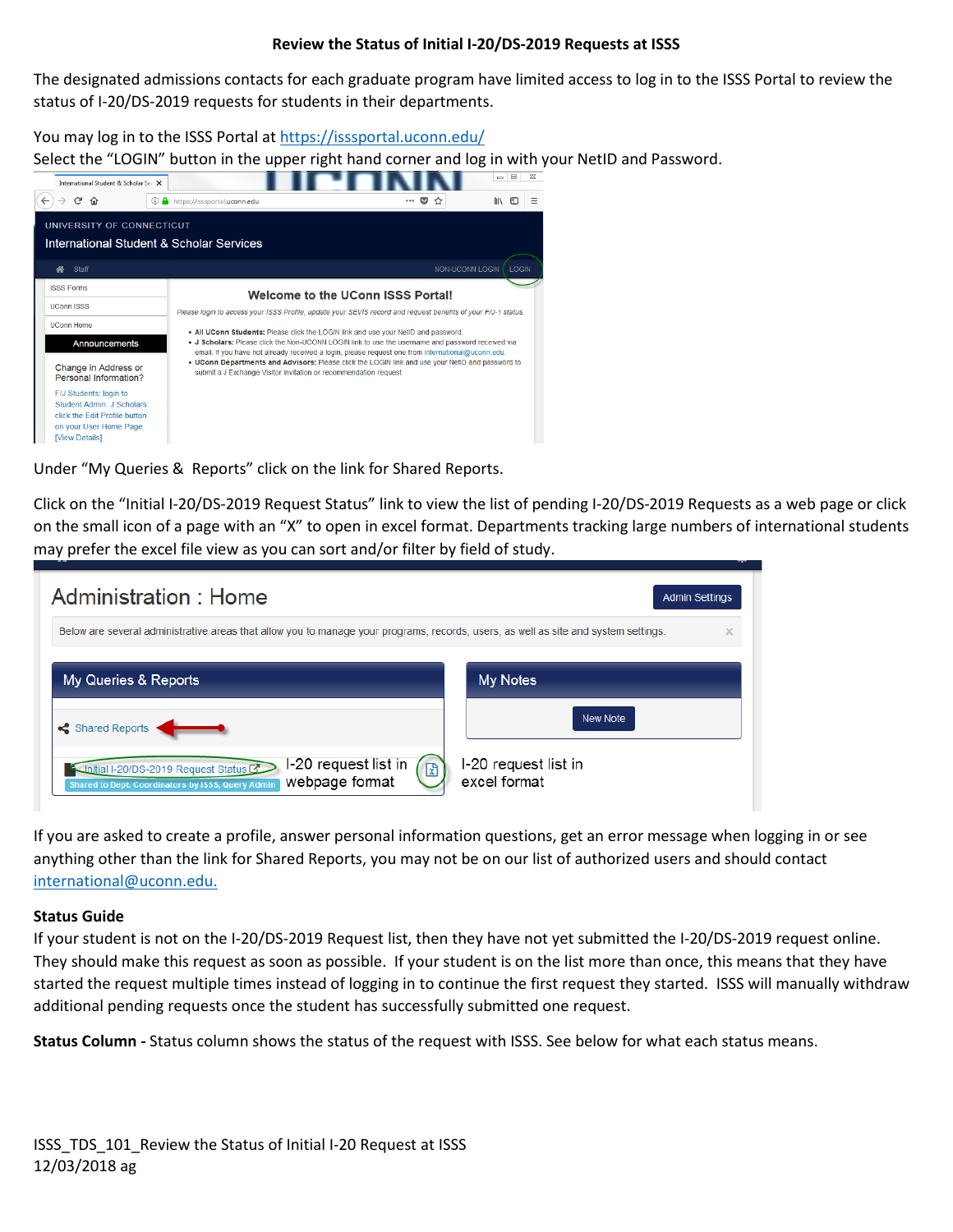# Review the Status of Initial I-20/DS-2019 Requests at ISSS

The designated admissions contacts for each graduate program have limited access to log in to the ISSS Portal to review the status of I-20/DS-2019 requests for students in their departments.

You may log in to the ISSS Portal at https://issspportal.uconn.edu/
Select the "LOGIN" button in the upper right hand corner and log in with your NetID and Password.

Under "My Queries & Reports" click on the link for Shared Reports.

Click on the "Initial I-20/DS-2019 Request Status" link to view the list of pending I-20/DS-2019 Requests as a web page or click on the small icon of a page with an "X" to open in excel format. Departments tracking large numbers of international students may prefer the excel file view as you can sort and/or filter by field of study.

If you are asked to create a profile, answer personal information questions, get an error message when logging in or see anything other than the link for Shared Reports, you may not be on our list of authorized users and should contact international@uconn.edu.

**Status Guide**

If your student is not on the I-20/DS-2019 Request list, then they have not yet submitted the I-20/DS-2019 request online. They should make this request as soon as possible. If your student is on the list more than once, this means that they have started the request multiple times instead of logging in to continue the first request they started. ISSS will manually withdraw additional pending requests once the student has successfully submitted one request.

**Status Column -** Status column shows the status of the request with ISSS. See below for what each status means.

ISSS_TDS_101_Review the Status of Initial I-20 Request at ISSS
12/03/2018 ag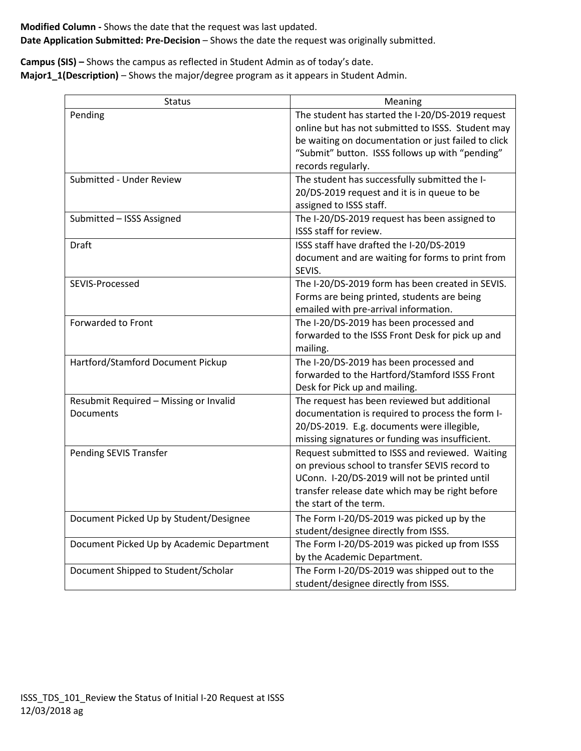**Modified Column -** Shows the date that the request was last updated.
**Date Application Submitted: Pre-Decision** – Shows the date the request was originally submitted.

**Campus (SIS) –** Shows the campus as reflected in Student Admin as of today's date.
**Major1_1(Description)** – Shows the major/degree program as it appears in Student Admin.

| Status | Meaning |
| --- | --- |
| Pending | The student has started the I-20/DS-2019 request online but has not submitted to ISSS. Student may be waiting on documentation or just failed to click "Submit" button. ISSS follows up with "pending" records regularly. |
| Submitted - Under Review | The student has successfully submitted the I-20/DS-2019 request and it is in queue to be assigned to ISSS staff. |
| Submitted – ISSS Assigned | The I-20/DS-2019 request has been assigned to ISSS staff for review. |
| Draft | ISSS staff have drafted the I-20/DS-2019 document and are waiting for forms to print from SEVIS. |
| SEVIS-Processed | The I-20/DS-2019 form has been created in SEVIS. Forms are being printed, students are being emailed with pre-arrival information. |
| Forwarded to Front | The I-20/DS-2019 has been processed and forwarded to the ISSS Front Desk for pick up and mailing. |
| Hartford/Stamford Document Pickup | The I-20/DS-2019 has been processed and forwarded to the Hartford/Stamford ISSS Front Desk for Pick up and mailing. |
| Resubmit Required – Missing or Invalid Documents | The request has been reviewed but additional documentation is required to process the form I-20/DS-2019. E.g. documents were illegible, missing signatures or funding was insufficient. |
| Pending SEVIS Transfer | Request submitted to ISSS and reviewed. Waiting on previous school to transfer SEVIS record to UConn. I-20/DS-2019 will not be printed until transfer release date which may be right before the start of the term. |
| Document Picked Up by Student/Designee | The Form I-20/DS-2019 was picked up by the student/designee directly from ISSS. |
| Document Picked Up by Academic Department | The Form I-20/DS-2019 was picked up from ISSS by the Academic Department. |
| Document Shipped to Student/Scholar | The Form I-20/DS-2019 was shipped out to the student/designee directly from ISSS. |

ISSS_TDS_101_Review the Status of Initial I-20 Request at ISSS
12/03/2018 ag